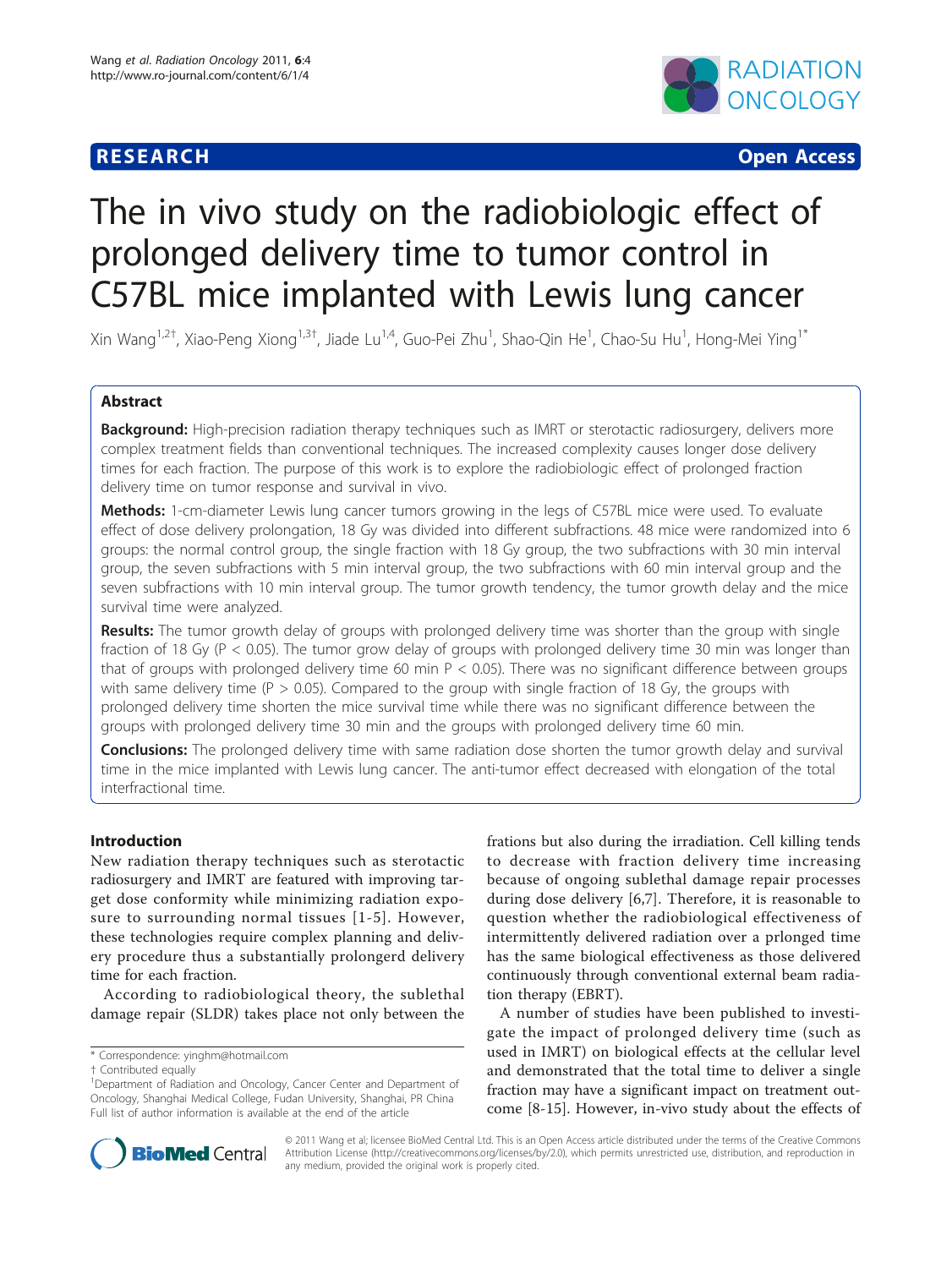**RESEARCH** **Open Access**

# The in vivo study on the radiobiologic effect of prolonged delivery time to tumor control in C57BL mice implanted with Lewis lung cancer

Xin Wang[1,2†], Xiao-Peng Xiong[1,3†], Jiade Lu[1,4], Guo-Pei Zhu[1], Shao-Qin He[1], Chao-Su Hu[1], Hong-Mei Ying[1*]

## Abstract

**Background:** High-precision radiation therapy techniques such as IMRT or sterotactic radiosurgery, delivers more complex treatment fields than conventional techniques. The increased complexity causes longer dose delivery times for each fraction. The purpose of this work is to explore the radiobiologic effect of prolonged fraction delivery time on tumor response and survival in vivo.

**Methods:** 1-cm-diameter Lewis lung cancer tumors growing in the legs of C57BL mice were used. To evaluate effect of dose delivery prolongation, 18 Gy was divided into different subfractions. 48 mice were randomized into 6 groups: the normal control group, the single fraction with 18 Gy group, the two subfractions with 30 min interval group, the seven subfractions with 5 min interval group, the two subfractions with 60 min interval group and the seven subfractions with 10 min interval group. The tumor growth tendency, the tumor growth delay and the mice survival time were analyzed.

**Results:** The tumor growth delay of groups with prolonged delivery time was shorter than the group with single fraction of 18 Gy ($P < 0.05$). The tumor grow delay of groups with prolonged delivery time 30 min was longer than that of groups with prolonged delivery time 60 min $P < 0.05$). There was no significant difference between groups with same delivery time ($P > 0.05$). Compared to the group with single fraction of 18 Gy, the groups with prolonged delivery time shorten the mice survival time while there was no significant difference between the groups with prolonged delivery time 30 min and the groups with prolonged delivery time 60 min.

**Conclusions:** The prolonged delivery time with same radiation dose shorten the tumor growth delay and survival time in the mice implanted with Lewis lung cancer. The anti-tumor effect decreased with elongation of the total interfractional time.

## Introduction

New radiation therapy techniques such as sterotactic radiosurgery and IMRT are featured with improving target dose conformity while minimizing radiation exposure to surrounding normal tissues [1-5]. However, these technologies require complex planning and delivery procedure thus a substantially prolongerd delivery time for each fraction.

According to radiobiological theory, the sublethal damage repair (SLDR) takes place not only between the frations but also during the irradiation. Cell killing tends to decrease with fraction delivery time increasing because of ongoing sublethal damage repair processes during dose delivery [6,7]. Therefore, it is reasonable to question whether the radiobiological effectiveness of intermittently delivered radiation over a prlonged time has the same biological effectiveness as those delivered continuously through conventional external beam radiation therapy (EBRT).

A number of studies have been published to investigate the impact of prolonged delivery time (such as used in IMRT) on biological effects at the cellular level and demonstrated that the total time to deliver a single fraction may have a significant impact on treatment outcome [8-15]. However, in-vivo study about the effects of

\* Correspondence: yinghm@hotmail.com
† Contributed equally
[1]Department of Radiation and Oncology, Cancer Center and Department of Oncology, Shanghai Medical College, Fudan University, Shanghai, PR China
Full list of author information is available at the end of the article

© 2011 Wang et al; licensee BioMed Central Ltd. This is an Open Access article distributed under the terms of the Creative Commons Attribution License (http://creativecommons.org/licenses/by/2.0), which permits unrestricted use, distribution, and reproduction in any medium, provided the original work is properly cited.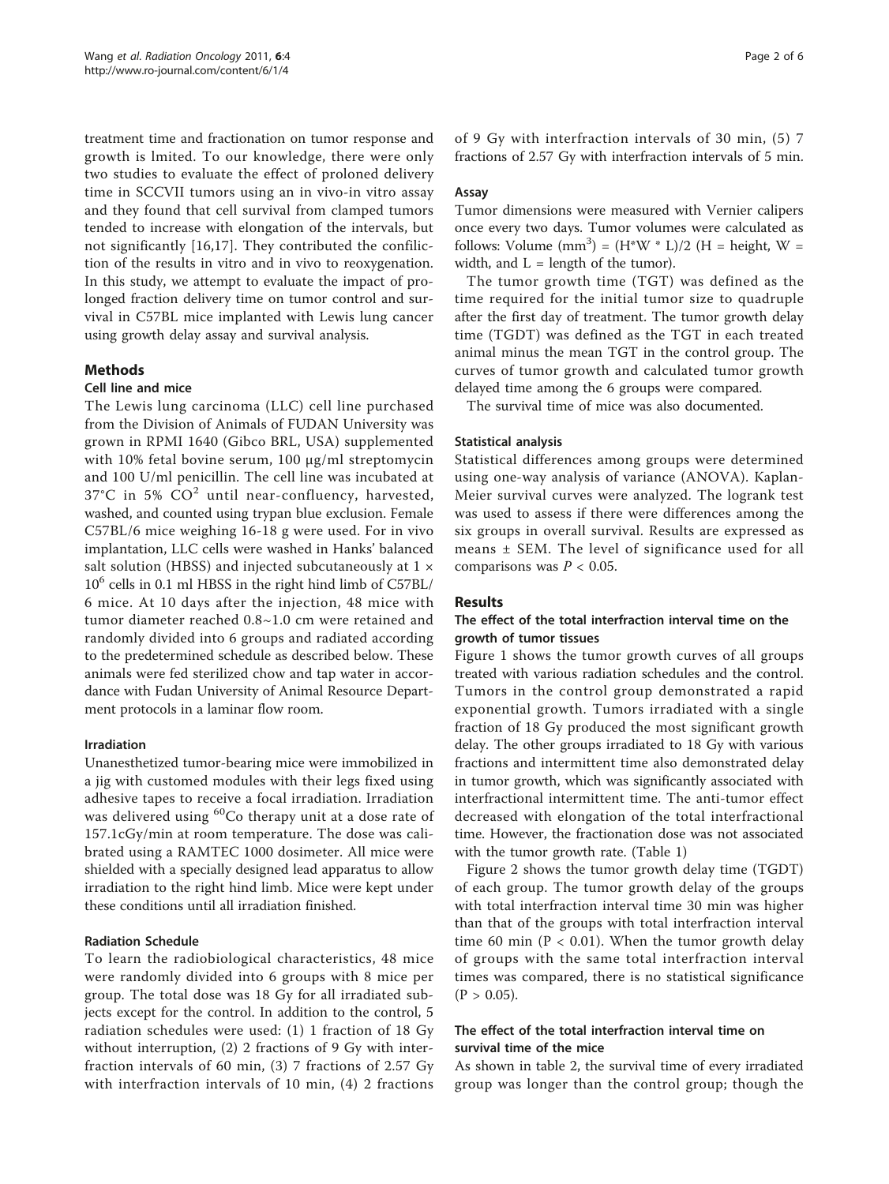treatment time and fractionation on tumor response and growth is lmited. To our knowledge, there were only two studies to evaluate the effect of proloned delivery time in SCCVII tumors using an in vivo-in vitro assay and they found that cell survival from clamped tumors tended to increase with elongation of the intervals, but not significantly [16,17]. They contributed the confiliction of the results in vitro and in vivo to reoxygenation. In this study, we attempt to evaluate the impact of prolonged fraction delivery time on tumor control and survival in C57BL mice implanted with Lewis lung cancer using growth delay assay and survival analysis.

## Methods

### Cell line and mice

The Lewis lung carcinoma (LLC) cell line purchased from the Division of Animals of FUDAN University was grown in RPMI 1640 (Gibco BRL, USA) supplemented with 10% fetal bovine serum, 100 μg/ml streptomycin and 100 U/ml penicillin. The cell line was incubated at 37°C in 5% $CO^2$ until near-confluency, harvested, washed, and counted using trypan blue exclusion. Female C57BL/6 mice weighing 16-18 g were used. For in vivo implantation, LLC cells were washed in Hanks' balanced salt solution (HBSS) and injected subcutaneously at $1 \times 10^6$ cells in 0.1 ml HBSS in the right hind limb of C57BL/6 mice. At 10 days after the injection, 48 mice with tumor diameter reached 0.8~1.0 cm were retained and randomly divided into 6 groups and radiated according to the predetermined schedule as described below. These animals were fed sterilized chow and tap water in accordance with Fudan University of Animal Resource Department protocols in a laminar flow room.

### Irradiation

Unanesthetized tumor-bearing mice were immobilized in a jig with customed modules with their legs fixed using adhesive tapes to receive a focal irradiation. Irradiation was delivered using $^{60}$Co therapy unit at a dose rate of 157.1cGy/min at room temperature. The dose was calibrated using a RAMTEC 1000 dosimeter. All mice were shielded with a specially designed lead apparatus to allow irradiation to the right hind limb. Mice were kept under these conditions until all irradiation finished.

### Radiation Schedule

To learn the radiobiological characteristics, 48 mice were randomly divided into 6 groups with 8 mice per group. The total dose was 18 Gy for all irradiated subjects except for the control. In addition to the control, 5 radiation schedules were used: (1) 1 fraction of 18 Gy without interruption, (2) 2 fractions of 9 Gy with interfraction intervals of 60 min, (3) 7 fractions of 2.57 Gy with interfraction intervals of 10 min, (4) 2 fractions of 9 Gy with interfraction intervals of 30 min, (5) 7 fractions of 2.57 Gy with interfraction intervals of 5 min.

### Assay

Tumor dimensions were measured with Vernier calipers once every two days. Tumor volumes were calculated as follows: Volume (mm$^3$) = (H*W * L)/2 (H = height, W = width, and L = length of the tumor).

The tumor growth time (TGT) was defined as the time required for the initial tumor size to quadruple after the first day of treatment. The tumor growth delay time (TGDT) was defined as the TGT in each treated animal minus the mean TGT in the control group. The curves of tumor growth and calculated tumor growth delayed time among the 6 groups were compared.

The survival time of mice was also documented.

### Statistical analysis

Statistical differences among groups were determined using one-way analysis of variance (ANOVA). Kaplan-Meier survival curves were analyzed. The logrank test was used to assess if there were differences among the six groups in overall survival. Results are expressed as means ± SEM. The level of significance used for all comparisons was $P < 0.05$.

## Results

### The effect of the total interfraction interval time on the growth of tumor tissues

Figure 1 shows the tumor growth curves of all groups treated with various radiation schedules and the control. Tumors in the control group demonstrated a rapid exponential growth. Tumors irradiated with a single fraction of 18 Gy produced the most significant growth delay. The other groups irradiated to 18 Gy with various fractions and intermittent time also demonstrated delay in tumor growth, which was significantly associated with interfractional intermittent time. The anti-tumor effect decreased with elongation of the total interfractional time. However, the fractionation dose was not associated with the tumor growth rate. (Table 1)

Figure 2 shows the tumor growth delay time (TGDT) of each group. The tumor growth delay of the groups with total interfraction interval time 30 min was higher than that of the groups with total interfraction interval time 60 min ($P < 0.01$). When the tumor growth delay of groups with the same total interfraction interval times was compared, there is no statistical significance ($P > 0.05$).

### The effect of the total interfraction interval time on survival time of the mice

As shown in table 2, the survival time of every irradiated group was longer than the control group; though the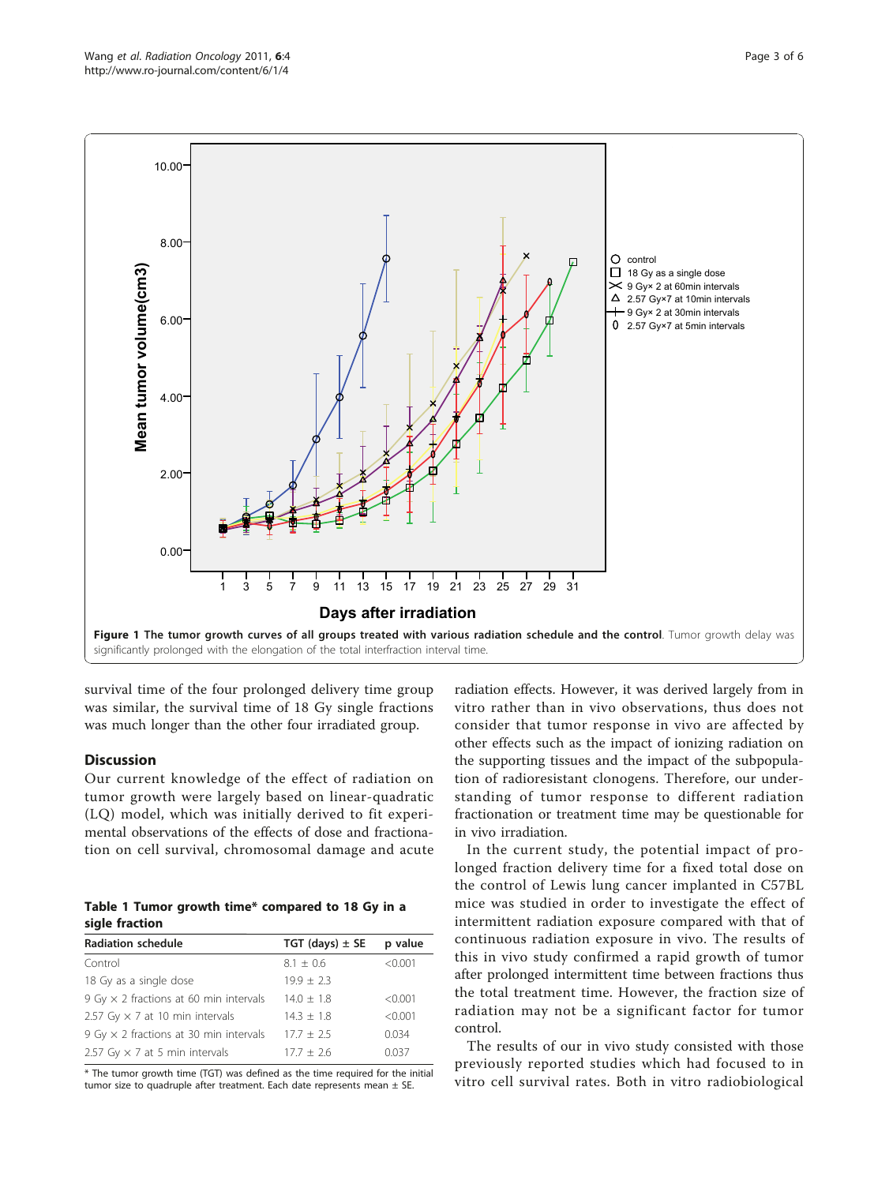**Figure 1 The tumor growth curves of all groups treated with various radiation schedule and the control**. Tumor growth delay was significantly prolonged with the elongation of the total interfraction interval time.

survival time of the four prolonged delivery time group was similar, the survival time of 18 Gy single fractions was much longer than the other four irradiated group.

## Discussion

Our current knowledge of the effect of radiation on tumor growth were largely based on linear-quadratic (LQ) model, which was initially derived to fit experimental observations of the effects of dose and fractionation on cell survival, chromosomal damage and acute radiation effects. However, it was derived largely from in vitro rather than in vivo observations, thus does not consider that tumor response in vivo are affected by other effects such as the impact of ionizing radiation on the supporting tissues and the impact of the subpopulation of radioresistant clonogens. Therefore, our understanding of tumor response to different radiation fractionation or treatment time may be questionable for in vivo irradiation.

In the current study, the potential impact of prolonged fraction delivery time for a fixed total dose on the control of Lewis lung cancer implanted in C57BL mice was studied in order to investigate the effect of intermittent radiation exposure compared with that of continuous radiation exposure in vivo. The results of this in vivo study confirmed a rapid growth of tumor after prolonged intermittent time between fractions thus the total treatment time. However, the fraction size of radiation may not be a significant factor for tumor control.

The results of our in vivo study consisted with those previously reported studies which had focused to in vitro cell survival rates. Both in vitro radiobiological

**Table 1 Tumor growth time* compared to 18 Gy in a sigle fraction**

| Radiation schedule | TGT (days) ± SE | p value |
|---|---|---|
| Control | 8.1 ± 0.6 | <0.001 |
| 18 Gy as a single dose | 19.9 ± 2.3 | |
| 9 Gy × 2 fractions at 60 min intervals | 14.0 ± 1.8 | <0.001 |
| 2.57 Gy × 7 at 10 min intervals | 14.3 ± 1.8 | <0.001 |
| 9 Gy × 2 fractions at 30 min intervals | 17.7 ± 2.5 | 0.034 |
| 2.57 Gy × 7 at 5 min intervals | 17.7 ± 2.6 | 0.037 |

* The tumor growth time (TGT) was defined as the time required for the initial tumor size to quadruple after treatment. Each date represents mean ± SE.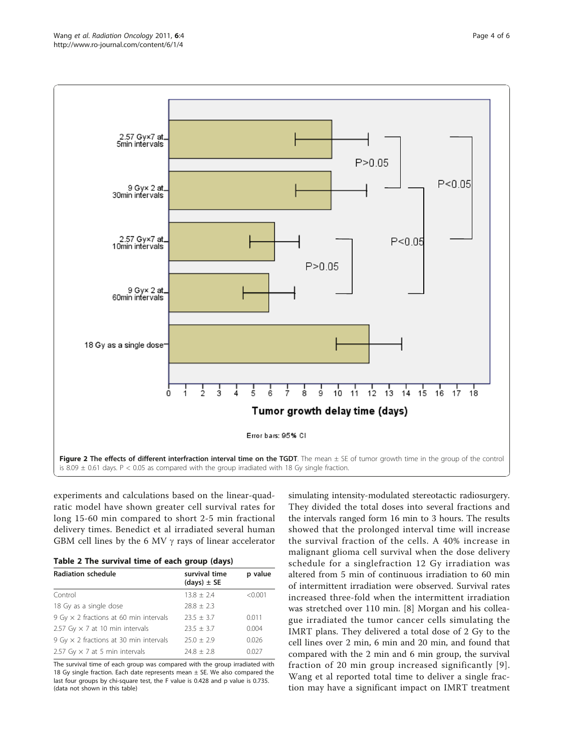**Figure 2 The effects of different interfraction interval time on the TGDT**. The mean ± SE of tumor growth time in the group of the control is 8.09 ± 0.61 days. P < 0.05 as compared with the group irradiated with 18 Gy single fraction.

experiments and calculations based on the linear-quadratic model have shown greater cell survival rates for long 15-60 min compared to short 2-5 min fractional delivery times. Benedict et al irradiated several human GBM cell lines by the 6 MV γ rays of linear accelerator simulating intensity-modulated stereotactic radiosurgery. They divided the total doses into several fractions and the intervals ranged form 16 min to 3 hours. The results showed that the prolonged interval time will increase the survival fraction of the cells. A 40% increase in malignant glioma cell survival when the dose delivery schedule for a singlefraction 12 Gy irradiation was altered from 5 min of continuous irradiation to 60 min of intermittent irradiation were observed. Survival rates increased three-fold when the intermittent irradiation was stretched over 110 min. [8] Morgan and his colleague irradiated the tumor cancer cells simulating the IMRT plans. They delivered a total dose of 2 Gy to the cell lines over 2 min, 6 min and 20 min, and found that compared with the 2 min and 6 min group, the survival fraction of 20 min group increased significantly [9]. Wang et al reported total time to deliver a single fraction may have a significant impact on IMRT treatment

**Table 2 The survival time of each group (days)**

| Radiation schedule | survival time (days) ± SE | p value |
| --- | --- | --- |
| Control | 13.8 ± 2.4 | <0.001 |
| 18 Gy as a single dose | 28.8 ± 2.3 | |
| 9 Gy × 2 fractions at 60 min intervals | 23.5 ± 3.7 | 0.011 |
| 2.57 Gy × 7 at 10 min intervals | 23.5 ± 3.7 | 0.004 |
| 9 Gy × 2 fractions at 30 min intervals | 25.0 ± 2.9 | 0.026 |
| 2.57 Gy × 7 at 5 min intervals | 24.8 ± 2.8 | 0.027 |

The survival time of each group was compared with the group irradiated with 18 Gy single fraction. Each date represents mean ± SE. We also compared the last four groups by chi-square test, the F value is 0.428 and p value is 0.735. (data not shown in this table)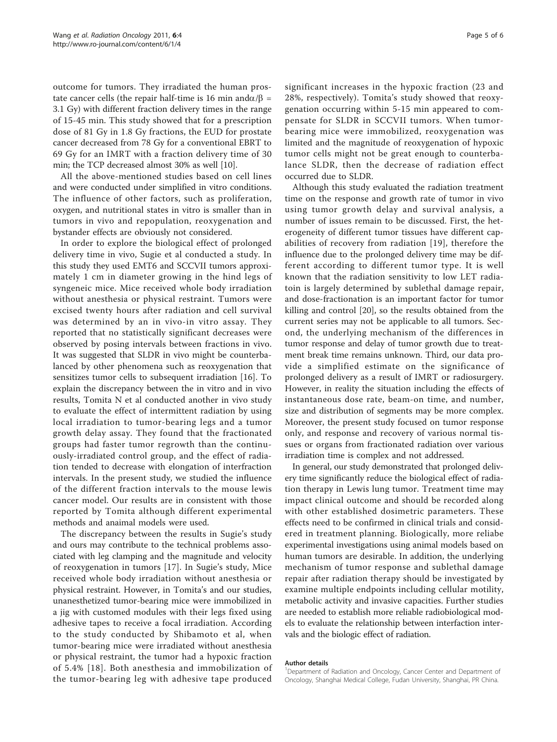outcome for tumors. They irradiated the human prostate cancer cells (the repair half-time is 16 min and$\alpha/\beta$ = 3.1 Gy) with different fraction delivery times in the range of 15-45 min. This study showed that for a prescription dose of 81 Gy in 1.8 Gy fractions, the EUD for prostate cancer decreased from 78 Gy for a conventional EBRT to 69 Gy for an IMRT with a fraction delivery time of 30 min; the TCP decreased almost 30% as well [10].

All the above-mentioned studies based on cell lines and were conducted under simplified in vitro conditions. The influence of other factors, such as proliferation, oxygen, and nutritional states in vitro is smaller than in tumors in vivo and repopulation, reoxygenation and bystander effects are obviously not considered.

In order to explore the biological effect of prolonged delivery time in vivo, Sugie et al conducted a study. In this study they used EMT6 and SCCVII tumors approximately 1 cm in diameter growing in the hind legs of syngeneic mice. Mice received whole body irradiation without anesthesia or physical restraint. Tumors were excised twenty hours after radiation and cell survival was determined by an in vivo-in vitro assay. They reported that no statistically significant decreases were observed by posing intervals between fractions in vivo. It was suggested that SLDR in vivo might be counterbalanced by other phenomena such as reoxygenation that sensitizes tumor cells to subsequent irradiation [16]. To explain the discrepancy between the in vitro and in vivo results, Tomita N et al conducted another in vivo study to evaluate the effect of intermittent radiation by using local irradiation to tumor-bearing legs and a tumor growth delay assay. They found that the fractionated groups had faster tumor regrowth than the continuously-irradiated control group, and the effect of radiation tended to decrease with elongation of interfraction intervals. In the present study, we studied the influence of the different fraction intervals to the mouse lewis cancer model. Our results are in consistent with those reported by Tomita although different experimental methods and anaimal models were used.

The discrepancy between the results in Sugie's study and ours may contribute to the technical problems associated with leg clamping and the magnitude and velocity of reoxygenation in tumors [17]. In Sugie's study, Mice received whole body irradiation without anesthesia or physical restraint. However, in Tomita's and our studies, unanesthetized tumor-bearing mice were immobilized in a jig with customed modules with their legs fixed using adhesive tapes to receive a focal irradiation. According to the study conducted by Shibamoto et al, when tumor-bearing mice were irradiated without anesthesia or physical restraint, the tumor had a hypoxic fraction of 5.4% [18]. Both anesthesia and immobilization of the tumor-bearing leg with adhesive tape produced significant increases in the hypoxic fraction (23 and 28%, respectively). Tomita's study showed that reoxygenation occurring within 5-15 min appeared to compensate for SLDR in SCCVII tumors. When tumor-bearing mice were immobilized, reoxygenation was limited and the magnitude of reoxygenation of hypoxic tumor cells might not be great enough to counterbalance SLDR, then the decrease of radiation effect occurred due to SLDR.

Although this study evaluated the radiation treatment time on the response and growth rate of tumor in vivo using tumor growth delay and survival analysis, a number of issues remain to be discussed. First, the heterogeneity of different tumor tissues have different capabilities of recovery from radiation [19], therefore the influence due to the prolonged delivery time may be different according to different tumor type. It is well known that the radiation sensitivity to low LET radiatoin is largely determined by sublethal damage repair, and dose-fractionation is an important factor for tumor killing and control [20], so the results obtained from the current series may not be applicable to all tumors. Second, the underlying mechanism of the differences in tumor response and delay of tumor growth due to treatment break time remains unknown. Third, our data provide a simplified estimate on the significance of prolonged delivery as a result of IMRT or radiosurgery. However, in reality the situation including the effects of instantaneous dose rate, beam-on time, and number, size and distribution of segments may be more complex. Moreover, the present study focused on tumor response only, and response and recovery of various normal tissues or organs from fractionated radiation over various irradiation time is complex and not addressed.

In general, our study demonstrated that prolonged delivery time significantly reduce the biological effect of radiation therapy in Lewis lung tumor. Treatment time may impact clinical outcome and should be recorded along with other established dosimetric parameters. These effects need to be confirmed in clinical trials and considered in treatment planning. Biologically, more reliabe experimental investigations using animal models based on human tumors are desirable. In addition, the underlying mechanism of tumor response and sublethal damage repair after radiation therapy should be investigated by examine multiple endpoints including cellular motility, metabolic activity and invasive capacities. Further studies are needed to establish more reliable radiobiological models to evaluate the relationship between interfaction intervals and the biologic effect of radiation.

#### Author details

[1]Department of Radiation and Oncology, Cancer Center and Department of Oncology, Shanghai Medical College, Fudan University, Shanghai, PR China.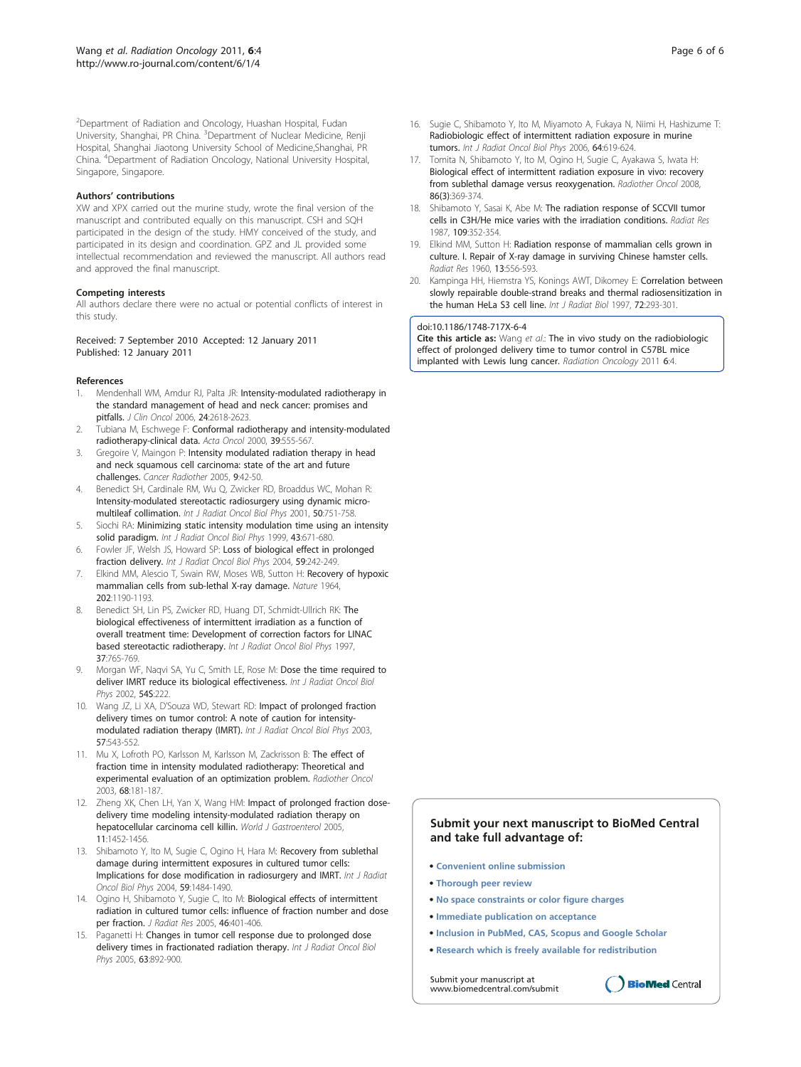[2]Department of Radiation and Oncology, Huashan Hospital, Fudan University, Shanghai, PR China. [3]Department of Nuclear Medicine, Renji Hospital, Shanghai Jiaotong University School of Medicine,Shanghai, PR China. [4]Department of Radiation Oncology, National University Hospital, Singapore, Singapore.

#### Authors' contributions

XW and XPX carried out the murine study, wrote the final version of the manuscript and contributed equally on this manuscript. CSH and SQH participated in the design of the study. HMY conceived of the study, and participated in its design and coordination. GPZ and JL provided some intellectual recommendation and reviewed the manuscript. All authors read and approved the final manuscript.

#### Competing interests

All authors declare there were no actual or potential conflicts of interest in this study.

Received: 7 September 2010 Accepted: 12 January 2011
Published: 12 January 2011

#### References

1. Mendenhall WM, Amdur RJ, Palta JR: **Intensity-modulated radiotherapy in the standard management of head and neck cancer: promises and pitfalls.** *J Clin Oncol* 2006, **24**:2618-2623.
2. Tubiana M, Eschwege F: **Conformal radiotherapy and intensity-modulated radiotherapy-clinical data.** *Acta Oncol* 2000, **39**:555-567.
3. Gregoire V, Maingon P: **Intensity modulated radiation therapy in head and neck squamous cell carcinoma: state of the art and future challenges.** *Cancer Radiother* 2005, **9**:42-50.
4. Benedict SH, Cardinale RM, Wu Q, Zwicker RD, Broaddus WC, Mohan R: **Intensity-modulated stereotactic radiosurgery using dynamic micro-multileaf collimation.** *Int J Radiat Oncol Biol Phys* 2001, **50**:751-758.
5. Siochi RA: **Minimizing static intensity modulation time using an intensity solid paradigm.** *Int J Radiat Oncol Biol Phys* 1999, **43**:671-680.
6. Fowler JF, Welsh JS, Howard SP: **Loss of biological effect in prolonged fraction delivery.** *Int J Radiat Oncol Biol Phys* 2004, **59**:242-249.
7. Elkind MM, Alescio T, Swain RW, Moses WB, Sutton H: **Recovery of hypoxic mammalian cells from sub-lethal X-ray damage.** *Nature* 1964, **202**:1190-1193.
8. Benedict SH, Lin PS, Zwicker RD, Huang DT, Schmidt-Ullrich RK: **The biological effectiveness of intermittent irradiation as a function of overall treatment time: Development of correction factors for LINAC based stereotactic radiotherapy.** *Int J Radiat Oncol Biol Phys* 1997, **37**:765-769.
9. Morgan WF, Naqvi SA, Yu C, Smith LE, Rose M: **Dose the time required to deliver IMRT reduce its biological effectiveness.** *Int J Radiat Oncol Biol Phys* 2002, **54S**:222.
10. Wang JZ, Li XA, D'Souza WD, Stewart RD: **Impact of prolonged fraction delivery times on tumor control: A note of caution for intensity-modulated radiation therapy (IMRT).** *Int J Radiat Oncol Biol Phys* 2003, **57**:543-552.
11. Mu X, Lofroth PO, Karlsson M, Karlsson M, Zackrisson B: **The effect of fraction time in intensity modulated radiotherapy: Theoretical and experimental evaluation of an optimization problem.** *Radiother Oncol* 2003, **68**:181-187.
12. Zheng XK, Chen LH, Yan X, Wang HM: **Impact of prolonged fraction dose-delivery time modeling intensity-modulated radiation therapy on hepatocellular carcinoma cell killin.** *World J Gastroenterol* 2005, **11**:1452-1456.
13. Shibamoto Y, Ito M, Sugie C, Ogino H, Hara M: **Recovery from sublethal damage during intermittent exposures in cultured tumor cells: Implications for dose modification in radiosurgery and IMRT.** *Int J Radiat Oncol Biol Phys* 2004, **59**:1484-1490.
14. Ogino H, Shibamoto Y, Sugie C, Ito M: **Biological effects of intermittent radiation in cultured tumor cells: influence of fraction number and dose per fraction.** *J Radiat Res* 2005, **46**:401-406.
15. Paganetti H: **Changes in tumor cell response due to prolonged dose delivery times in fractionated radiation therapy.** *Int J Radiat Oncol Biol Phys* 2005, **63**:892-900.
16. Sugie C, Shibamoto Y, Ito M, Miyamoto A, Fukaya N, Niimi H, Hashizume T: **Radiobiologic effect of intermittent radiation exposure in murine tumors.** *Int J Radiat Oncol Biol Phys* 2006, **64**:619-624.
17. Tomita N, Shibamoto Y, Ito M, Ogino H, Sugie C, Ayakawa S, Iwata H: **Biological effect of intermittent radiation exposure in vivo: recovery from sublethal damage versus reoxygenation.** *Radiother Oncol* 2008, **86(3)**:369-374.
18. Shibamoto Y, Sasai K, Abe M: **The radiation response of SCCVII tumor cells in C3H/He mice varies with the irradiation conditions.** *Radiat Res* 1987, **109**:352-354.
19. Elkind MM, Sutton H: **Radiation response of mammalian cells grown in culture. I. Repair of X-ray damage in surviving Chinese hamster cells.** *Radiat Res* 1960, **13**:556-593.
20. Kampinga HH, Hiemstra YS, Konings AWT, Dikomey E: **Correlation between slowly repairable double-strand breaks and thermal radiosensitization in the human HeLa S3 cell line.** *Int J Radiat Biol* 1997, **72**:293-301.

doi:10.1186/1748-717X-6-4
**Cite this article as:** Wang *et al.*: The in vivo study on the radiobiologic effect of prolonged delivery time to tumor control in C57BL mice implanted with Lewis lung cancer. *Radiation Oncology* 2011 **6**:4.

**Submit your next manuscript to BioMed Central and take full advantage of:**

- **Convenient online submission**
- **Thorough peer review**
- **No space constraints or color figure charges**
- **Immediate publication on acceptance**
- **Inclusion in PubMed, CAS, Scopus and Google Scholar**
- **Research which is freely available for redistribution**

Submit your manuscript at www.biomedcentral.com/submit

BioMed Central